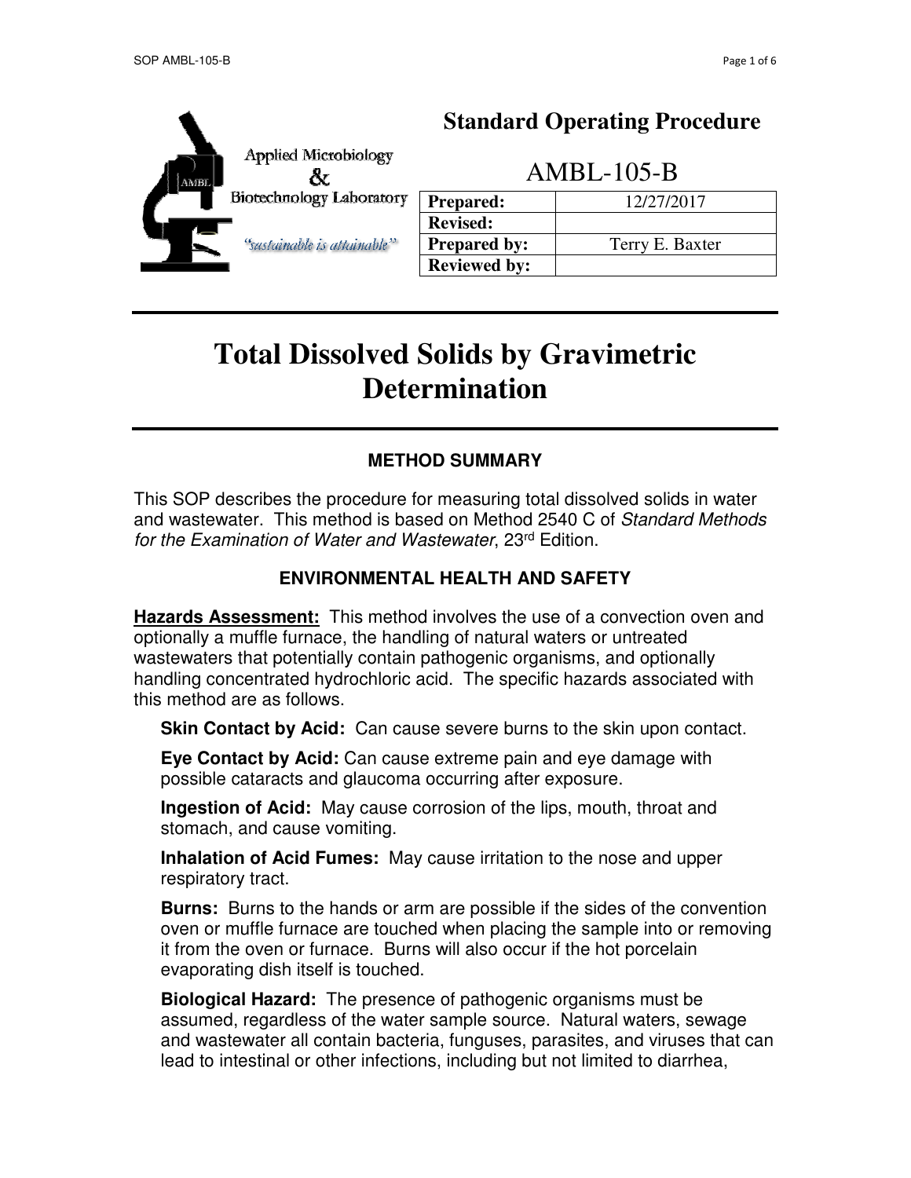Applied Microbiology & Biotechnology Laboratory

"sustainable is attainable"

## Standard Operating Procedure

## AMBL-105-B

| Prepared: | 12/27/2017 |
| --- | --- |
| Revised: | |
| Prepared by: | Terry E. Baxter |
| Reviewed by: | |

# Total Dissolved Solids by Gravimetric Determination

### METHOD SUMMARY

This SOP describes the procedure for measuring total dissolved solids in water and wastewater. This method is based on Method 2540 C of *Standard Methods for the Examination of Water and Wastewater*, 23rd Edition.

### ENVIRONMENTAL HEALTH AND SAFETY

**Hazards Assessment:** This method involves the use of a convection oven and optionally a muffle furnace, the handling of natural waters or untreated wastewaters that potentially contain pathogenic organisms, and optionally handling concentrated hydrochloric acid. The specific hazards associated with this method are as follows.

**Skin Contact by Acid:** Can cause severe burns to the skin upon contact.

**Eye Contact by Acid:** Can cause extreme pain and eye damage with possible cataracts and glaucoma occurring after exposure.

**Ingestion of Acid:** May cause corrosion of the lips, mouth, throat and stomach, and cause vomiting.

**Inhalation of Acid Fumes:** May cause irritation to the nose and upper respiratory tract.

**Burns:** Burns to the hands or arm are possible if the sides of the convention oven or muffle furnace are touched when placing the sample into or removing it from the oven or furnace. Burns will also occur if the hot porcelain evaporating dish itself is touched.

**Biological Hazard:** The presence of pathogenic organisms must be assumed, regardless of the water sample source. Natural waters, sewage and wastewater all contain bacteria, funguses, parasites, and viruses that can lead to intestinal or other infections, including but not limited to diarrhea,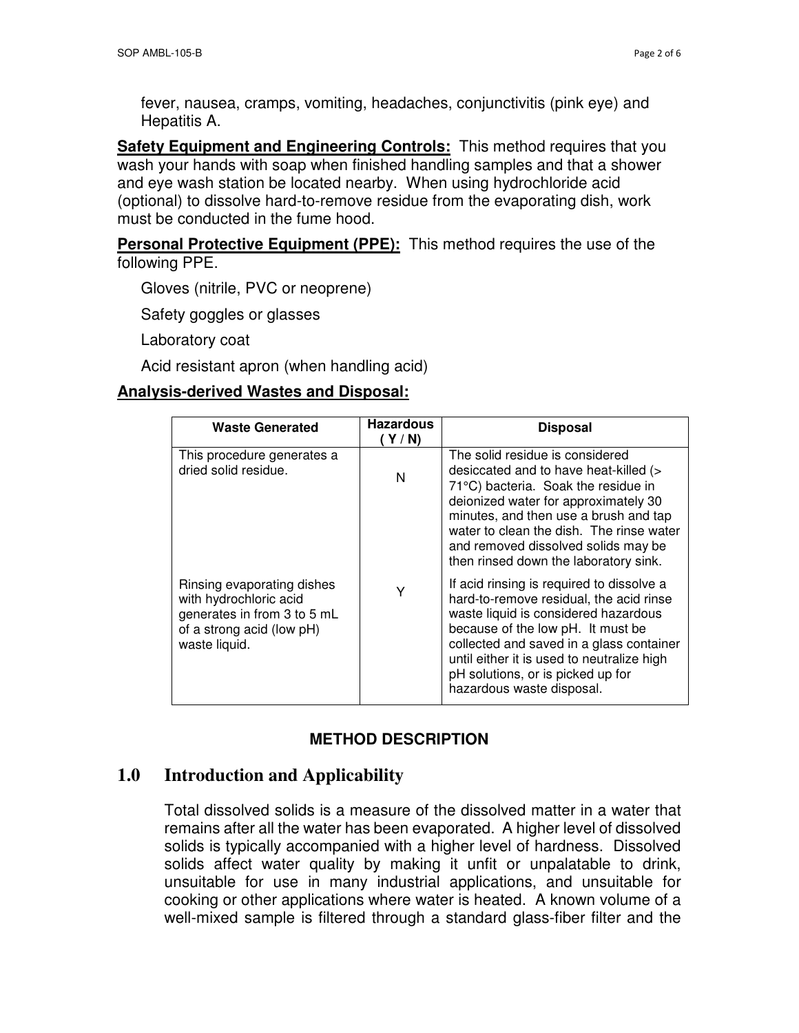fever, nausea, cramps, vomiting, headaches, conjunctivitis (pink eye) and Hepatitis A.

**Safety Equipment and Engineering Controls:** This method requires that you wash your hands with soap when finished handling samples and that a shower and eye wash station be located nearby. When using hydrochloride acid (optional) to dissolve hard-to-remove residue from the evaporating dish, work must be conducted in the fume hood.

**Personal Protective Equipment (PPE):** This method requires the use of the following PPE.

Gloves (nitrile, PVC or neoprene)

Safety goggles or glasses

Laboratory coat

Acid resistant apron (when handling acid)

**Analysis-derived Wastes and Disposal:**

| Waste Generated | Hazardous ( Y / N) | Disposal |
|---|---|---|
| This procedure generates a dried solid residue. | N | The solid residue is considered desiccated and to have heat-killed (> 71°C) bacteria. Soak the residue in deionized water for approximately 30 minutes, and then use a brush and tap water to clean the dish. The rinse water and removed dissolved solids may be then rinsed down the laboratory sink. |
| Rinsing evaporating dishes with hydrochloric acid generates in from 3 to 5 mL of a strong acid (low pH) waste liquid. | Y | If acid rinsing is required to dissolve a hard-to-remove residual, the acid rinse waste liquid is considered hazardous because of the low pH. It must be collected and saved in a glass container until either it is used to neutralize high pH solutions, or is picked up for hazardous waste disposal. |

**METHOD DESCRIPTION**

## 1.0 Introduction and Applicability

Total dissolved solids is a measure of the dissolved matter in a water that remains after all the water has been evaporated. A higher level of dissolved solids is typically accompanied with a higher level of hardness. Dissolved solids affect water quality by making it unfit or unpalatable to drink, unsuitable for use in many industrial applications, and unsuitable for cooking or other applications where water is heated. A known volume of a well-mixed sample is filtered through a standard glass-fiber filter and the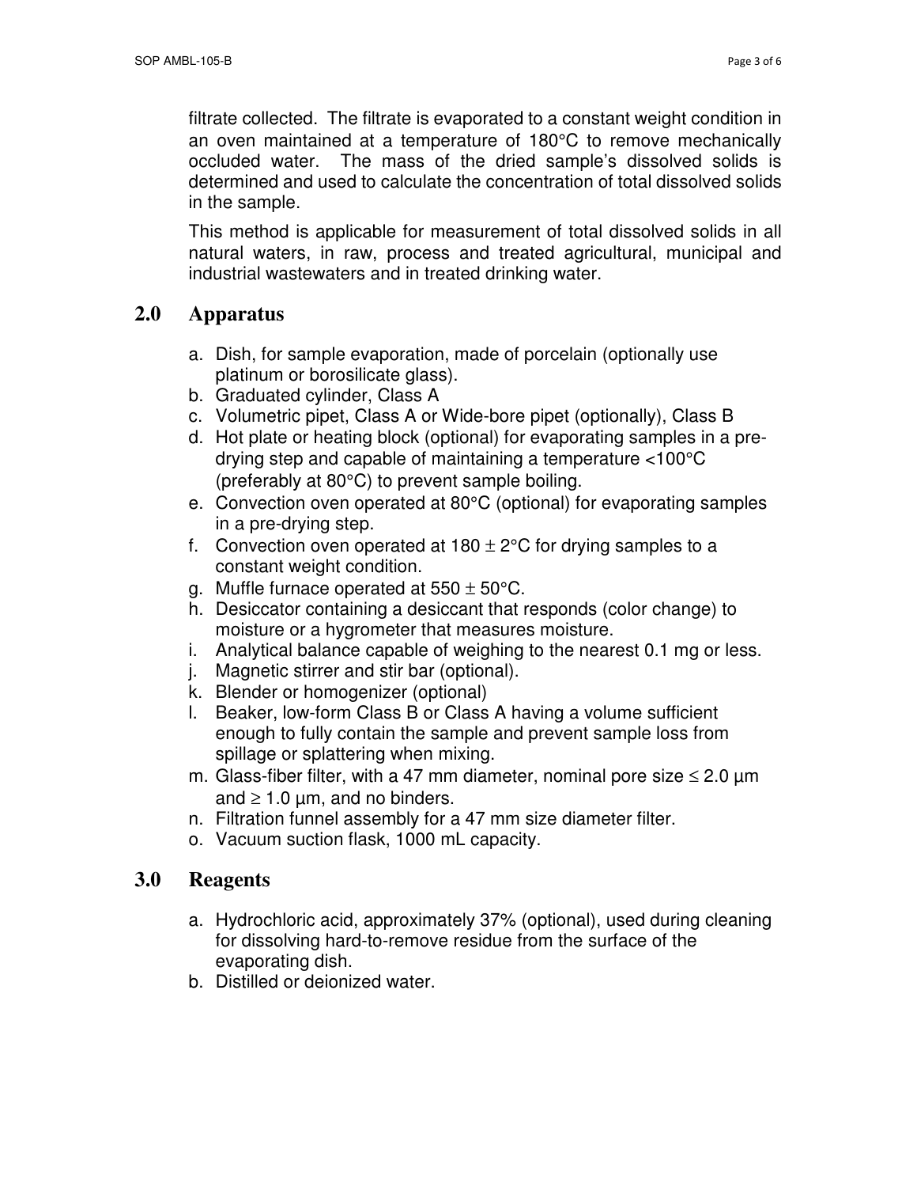filtrate collected. The filtrate is evaporated to a constant weight condition in an oven maintained at a temperature of 180°C to remove mechanically occluded water. The mass of the dried sample's dissolved solids is determined and used to calculate the concentration of total dissolved solids in the sample.

This method is applicable for measurement of total dissolved solids in all natural waters, in raw, process and treated agricultural, municipal and industrial wastewaters and in treated drinking water.

## 2.0 Apparatus

a. Dish, for sample evaporation, made of porcelain (optionally use platinum or borosilicate glass).
b. Graduated cylinder, Class A
c. Volumetric pipet, Class A or Wide-bore pipet (optionally), Class B
d. Hot plate or heating block (optional) for evaporating samples in a pre-drying step and capable of maintaining a temperature <100°C (preferably at 80°C) to prevent sample boiling.
e. Convection oven operated at 80°C (optional) for evaporating samples in a pre-drying step.
f. Convection oven operated at 180 ± 2°C for drying samples to a constant weight condition.
g. Muffle furnace operated at 550 ± 50°C.
h. Desiccator containing a desiccant that responds (color change) to moisture or a hygrometer that measures moisture.
i. Analytical balance capable of weighing to the nearest 0.1 mg or less.
j. Magnetic stirrer and stir bar (optional).
k. Blender or homogenizer (optional)
l. Beaker, low-form Class B or Class A having a volume sufficient enough to fully contain the sample and prevent sample loss from spillage or splattering when mixing.
m. Glass-fiber filter, with a 47 mm diameter, nominal pore size ≤ 2.0 µm and ≥ 1.0 µm, and no binders.
n. Filtration funnel assembly for a 47 mm size diameter filter.
o. Vacuum suction flask, 1000 mL capacity.

## 3.0 Reagents

a. Hydrochloric acid, approximately 37% (optional), used during cleaning for dissolving hard-to-remove residue from the surface of the evaporating dish.
b. Distilled or deionized water.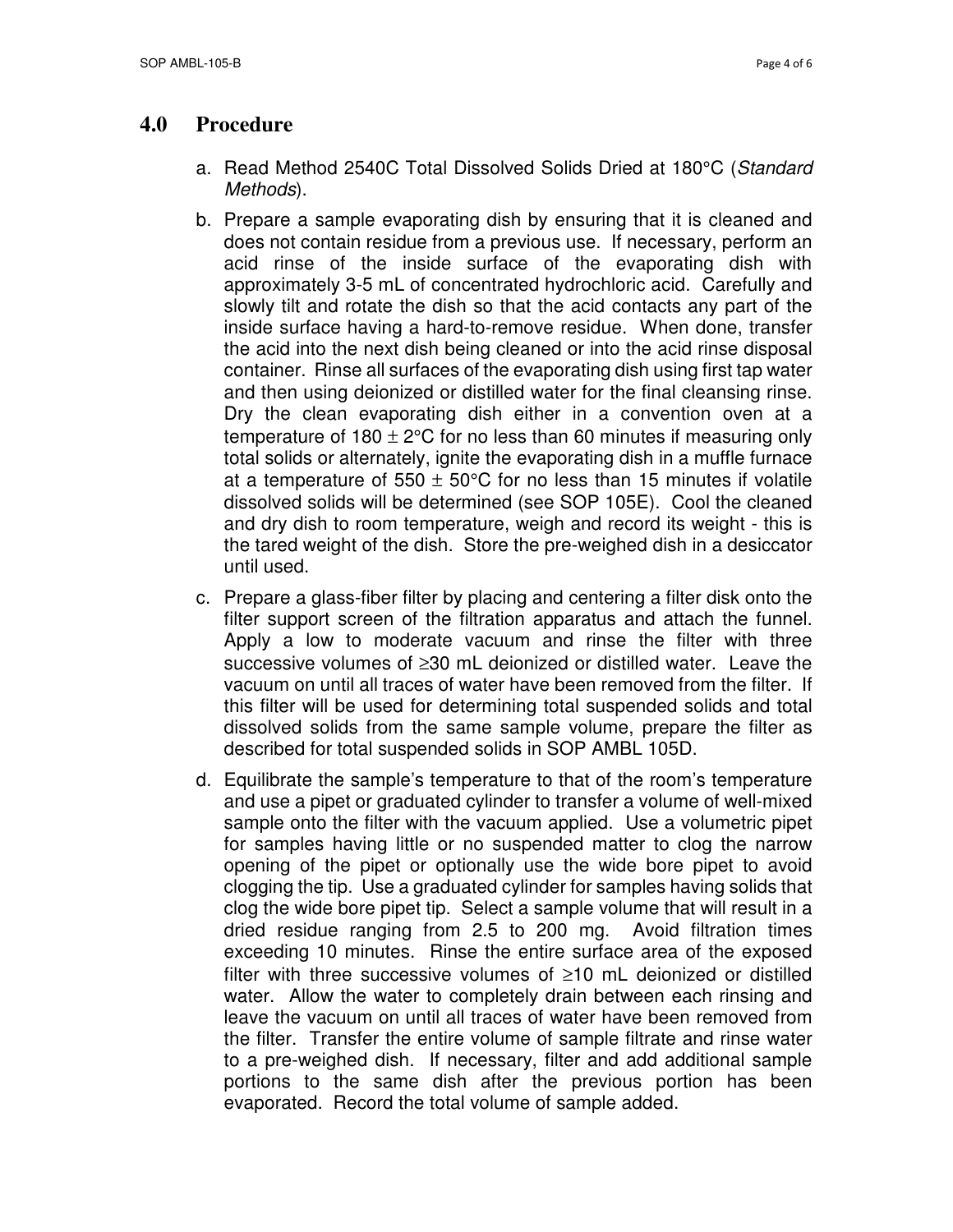## 4.0 Procedure

a. Read Method 2540C Total Dissolved Solids Dried at 180°C (*Standard Methods*).

b. Prepare a sample evaporating dish by ensuring that it is cleaned and does not contain residue from a previous use. If necessary, perform an acid rinse of the inside surface of the evaporating dish with approximately 3-5 mL of concentrated hydrochloric acid. Carefully and slowly tilt and rotate the dish so that the acid contacts any part of the inside surface having a hard-to-remove residue. When done, transfer the acid into the next dish being cleaned or into the acid rinse disposal container. Rinse all surfaces of the evaporating dish using first tap water and then using deionized or distilled water for the final cleansing rinse. Dry the clean evaporating dish either in a convention oven at a temperature of 180 ± 2°C for no less than 60 minutes if measuring only total solids or alternately, ignite the evaporating dish in a muffle furnace at a temperature of 550 ± 50°C for no less than 15 minutes if volatile dissolved solids will be determined (see SOP 105E). Cool the cleaned and dry dish to room temperature, weigh and record its weight - this is the tared weight of the dish. Store the pre-weighed dish in a desiccator until used.

c. Prepare a glass-fiber filter by placing and centering a filter disk onto the filter support screen of the filtration apparatus and attach the funnel. Apply a low to moderate vacuum and rinse the filter with three successive volumes of ≥30 mL deionized or distilled water. Leave the vacuum on until all traces of water have been removed from the filter. If this filter will be used for determining total suspended solids and total dissolved solids from the same sample volume, prepare the filter as described for total suspended solids in SOP AMBL 105D.

d. Equilibrate the sample's temperature to that of the room's temperature and use a pipet or graduated cylinder to transfer a volume of well-mixed sample onto the filter with the vacuum applied. Use a volumetric pipet for samples having little or no suspended matter to clog the narrow opening of the pipet or optionally use the wide bore pipet to avoid clogging the tip. Use a graduated cylinder for samples having solids that clog the wide bore pipet tip. Select a sample volume that will result in a dried residue ranging from 2.5 to 200 mg. Avoid filtration times exceeding 10 minutes. Rinse the entire surface area of the exposed filter with three successive volumes of ≥10 mL deionized or distilled water. Allow the water to completely drain between each rinsing and leave the vacuum on until all traces of water have been removed from the filter. Transfer the entire volume of sample filtrate and rinse water to a pre-weighed dish. If necessary, filter and add additional sample portions to the same dish after the previous portion has been evaporated. Record the total volume of sample added.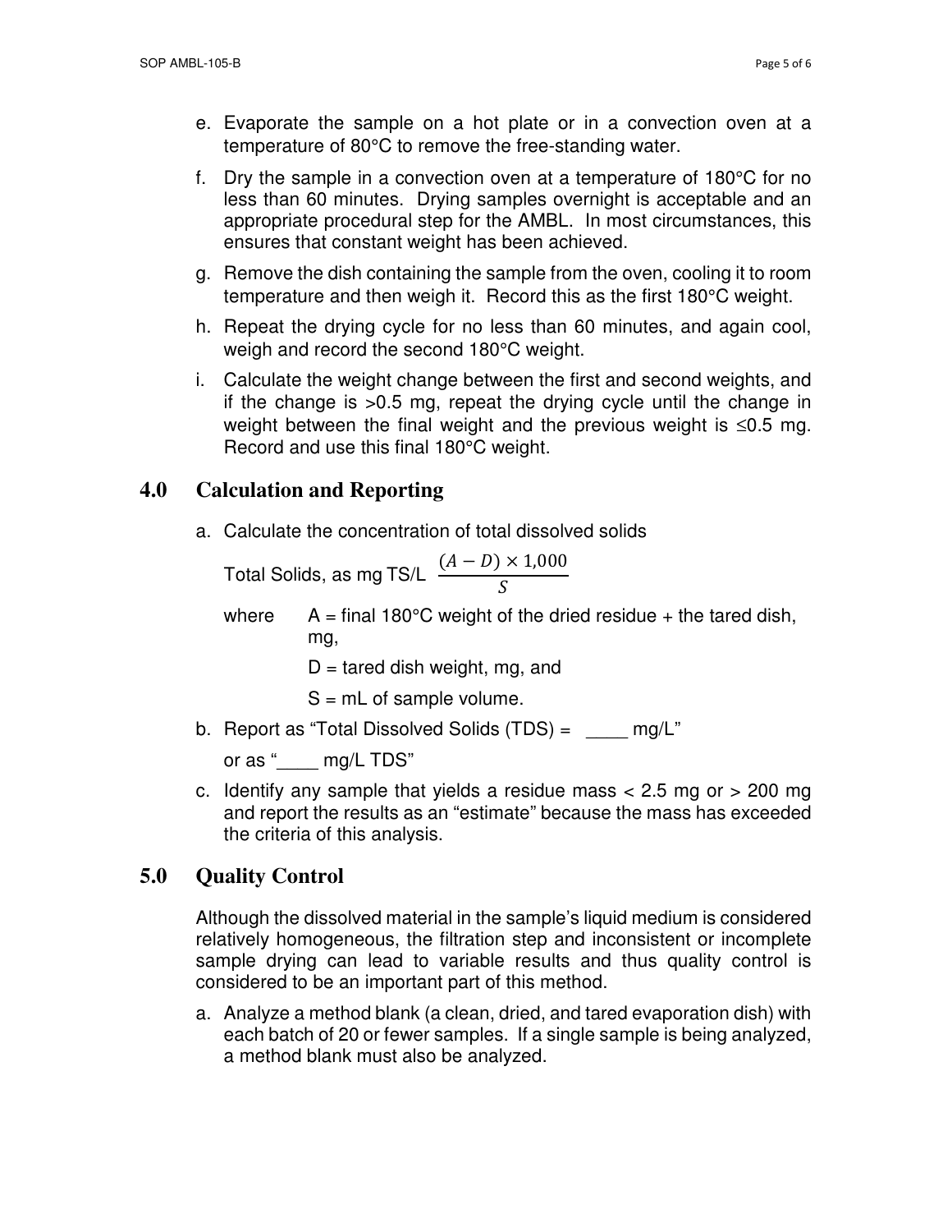e. Evaporate the sample on a hot plate or in a convection oven at a temperature of 80°C to remove the free-standing water.

f. Dry the sample in a convection oven at a temperature of 180°C for no less than 60 minutes. Drying samples overnight is acceptable and an appropriate procedural step for the AMBL. In most circumstances, this ensures that constant weight has been achieved.

g. Remove the dish containing the sample from the oven, cooling it to room temperature and then weigh it. Record this as the first 180°C weight.

h. Repeat the drying cycle for no less than 60 minutes, and again cool, weigh and record the second 180°C weight.

i. Calculate the weight change between the first and second weights, and if the change is >0.5 mg, repeat the drying cycle until the change in weight between the final weight and the previous weight is ≤0.5 mg. Record and use this final 180°C weight.

## 4.0 Calculation and Reporting

a. Calculate the concentration of total dissolved solids

Total Solids, as mg TS/L $\frac{(A - D) \times 1{,}000}{S}$

where A = final 180°C weight of the dried residue + the tared dish, mg,

D = tared dish weight, mg, and

S = mL of sample volume.

b. Report as "Total Dissolved Solids (TDS) = ____ mg/L"

or as "____ mg/L TDS"

c. Identify any sample that yields a residue mass < 2.5 mg or > 200 mg and report the results as an "estimate" because the mass has exceeded the criteria of this analysis.

## 5.0 Quality Control

Although the dissolved material in the sample's liquid medium is considered relatively homogeneous, the filtration step and inconsistent or incomplete sample drying can lead to variable results and thus quality control is considered to be an important part of this method.

a. Analyze a method blank (a clean, dried, and tared evaporation dish) with each batch of 20 or fewer samples. If a single sample is being analyzed, a method blank must also be analyzed.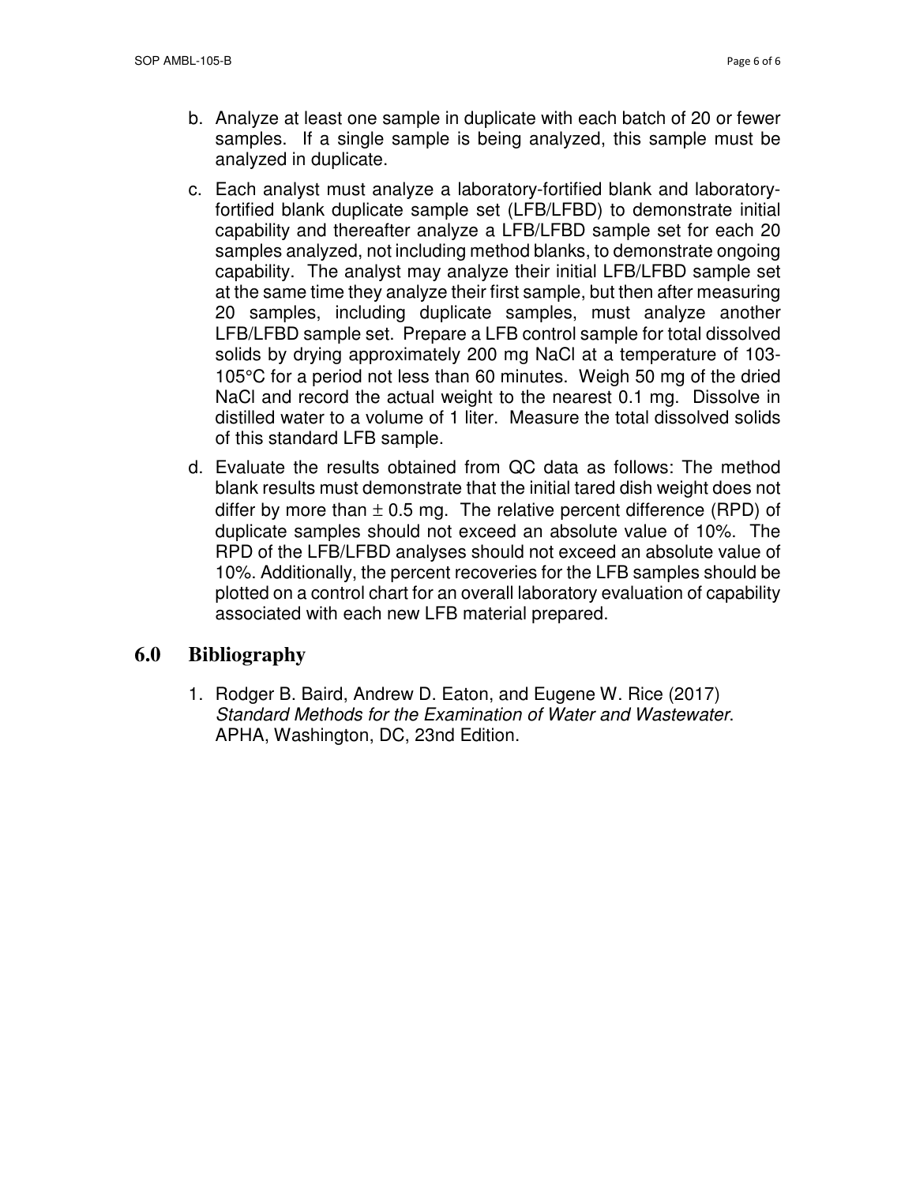b. Analyze at least one sample in duplicate with each batch of 20 or fewer samples. If a single sample is being analyzed, this sample must be analyzed in duplicate.

c. Each analyst must analyze a laboratory-fortified blank and laboratory-fortified blank duplicate sample set (LFB/LFBD) to demonstrate initial capability and thereafter analyze a LFB/LFBD sample set for each 20 samples analyzed, not including method blanks, to demonstrate ongoing capability. The analyst may analyze their initial LFB/LFBD sample set at the same time they analyze their first sample, but then after measuring 20 samples, including duplicate samples, must analyze another LFB/LFBD sample set. Prepare a LFB control sample for total dissolved solids by drying approximately 200 mg NaCl at a temperature of 103-105°C for a period not less than 60 minutes. Weigh 50 mg of the dried NaCl and record the actual weight to the nearest 0.1 mg. Dissolve in distilled water to a volume of 1 liter. Measure the total dissolved solids of this standard LFB sample.

d. Evaluate the results obtained from QC data as follows: The method blank results must demonstrate that the initial tared dish weight does not differ by more than $\pm$ 0.5 mg. The relative percent difference (RPD) of duplicate samples should not exceed an absolute value of 10%. The RPD of the LFB/LFBD analyses should not exceed an absolute value of 10%. Additionally, the percent recoveries for the LFB samples should be plotted on a control chart for an overall laboratory evaluation of capability associated with each new LFB material prepared.

## 6.0 Bibliography

1. Rodger B. Baird, Andrew D. Eaton, and Eugene W. Rice (2017) *Standard Methods for the Examination of Water and Wastewater*. APHA, Washington, DC, 23nd Edition.